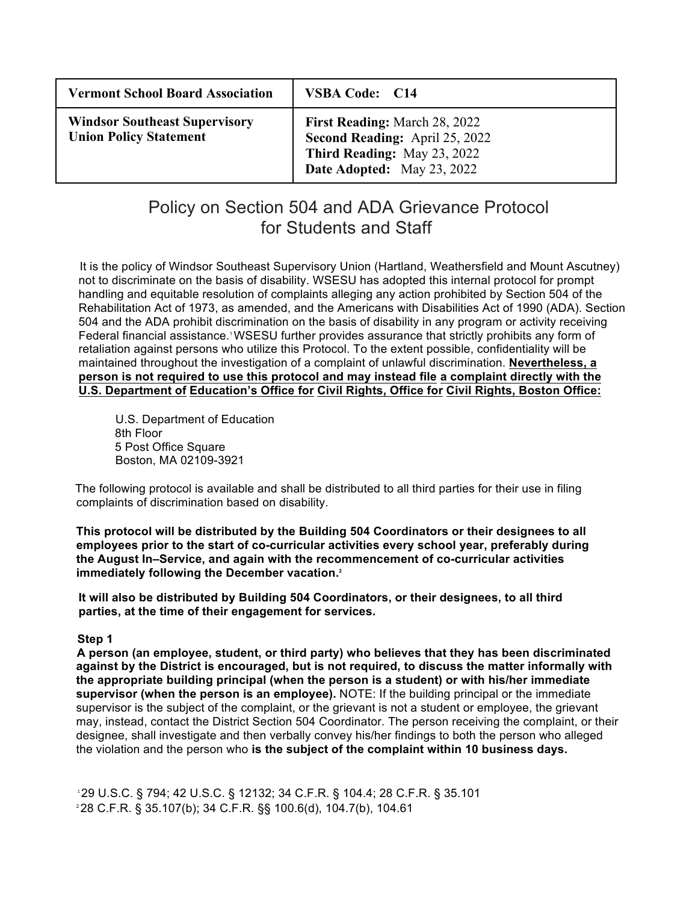| **Vermont School Board Association** | **VSBA Code: C14** |
| --- | --- |
| **Windsor Southeast Supervisory Union Policy Statement** | **First Reading:** March 28, 2022<br>**Second Reading:** April 25, 2022<br>**Third Reading:** May 23, 2022<br>**Date Adopted:** May 23, 2022 |

# Policy on Section 504 and ADA Grievance Protocol for Students and Staff

It is the policy of Windsor Southeast Supervisory Union (Hartland, Weathersfield and Mount Ascutney) not to discriminate on the basis of disability. WSESU has adopted this internal protocol for prompt handling and equitable resolution of complaints alleging any action prohibited by Section 504 of the Rehabilitation Act of 1973, as amended, and the Americans with Disabilities Act of 1990 (ADA). Section 504 and the ADA prohibit discrimination on the basis of disability in any program or activity receiving Federal financial assistance.[1] WSESU further provides assurance that strictly prohibits any form of retaliation against persons who utilize this Protocol. To the extent possible, confidentiality will be maintained throughout the investigation of a complaint of unlawful discrimination. **Nevertheless, a person is not required to use this protocol and may instead file a complaint directly with the U.S. Department of Education's Office for Civil Rights, Office for Civil Rights, Boston Office:**

U.S. Department of Education
8th Floor
5 Post Office Square
Boston, MA 02109-3921

The following protocol is available and shall be distributed to all third parties for their use in filing complaints of discrimination based on disability.

**This protocol will be distributed by the Building 504 Coordinators or their designees to all employees prior to the start of co-curricular activities every school year, preferably during the August In–Service, and again with the recommencement of co-curricular activities immediately following the December vacation.[2]**

**It will also be distributed by Building 504 Coordinators, or their designees, to all third parties, at the time of their engagement for services.**

**Step 1**

**A person (an employee, student, or third party) who believes that they has been discriminated against by the District is encouraged, but is not required, to discuss the matter informally with the appropriate building principal (when the person is a student) or with his/her immediate supervisor (when the person is an employee).** NOTE: If the building principal or the immediate supervisor is the subject of the complaint, or the grievant is not a student or employee, the grievant may, instead, contact the District Section 504 Coordinator. The person receiving the complaint, or their designee, shall investigate and then verbally convey his/her findings to both the person who alleged the violation and the person who **is the subject of the complaint within 10 business days.**

[1] 29 U.S.C. § 794; 42 U.S.C. § 12132; 34 C.F.R. § 104.4; 28 C.F.R. § 35.101
[2] 28 C.F.R. § 35.107(b); 34 C.F.R. §§ 100.6(d), 104.7(b), 104.61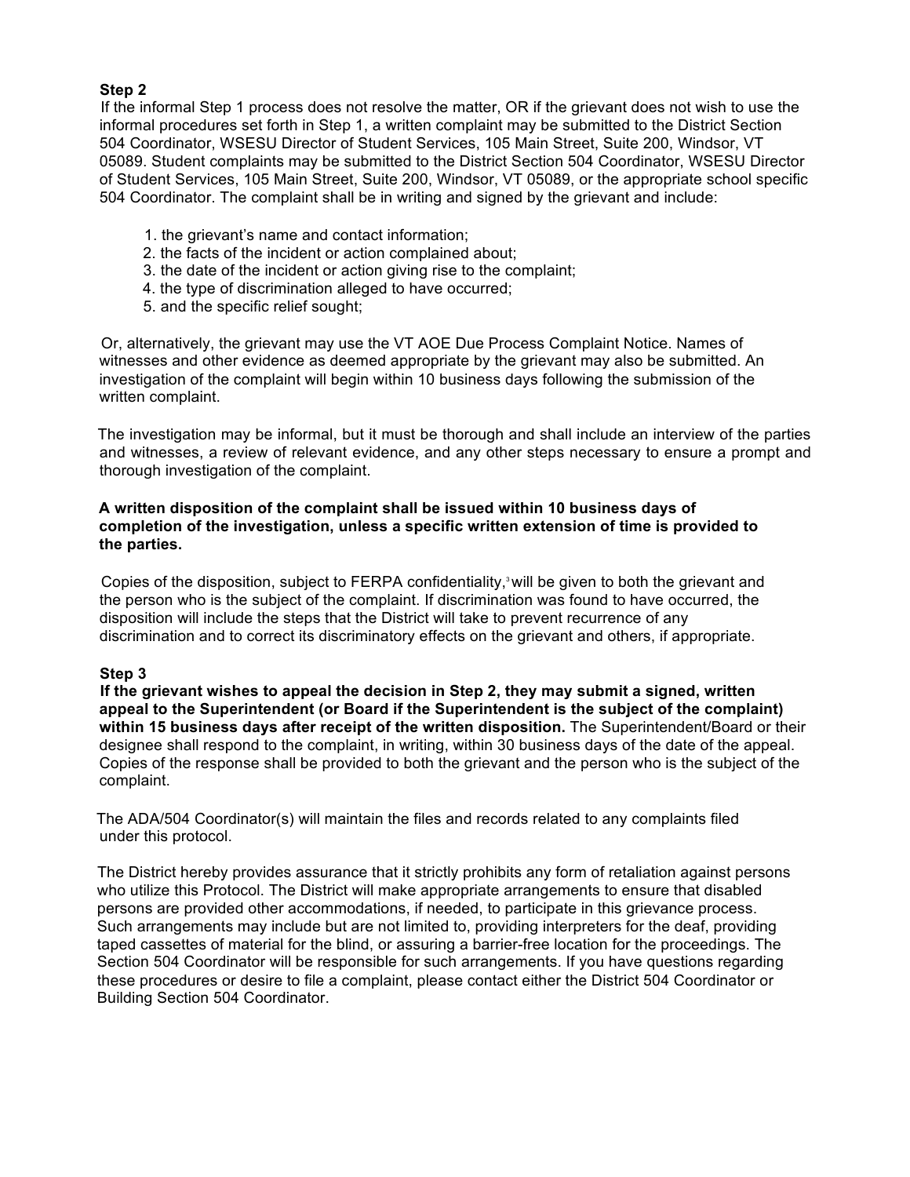**Step 2**

If the informal Step 1 process does not resolve the matter, OR if the grievant does not wish to use the informal procedures set forth in Step 1, a written complaint may be submitted to the District Section 504 Coordinator, WSESU Director of Student Services, 105 Main Street, Suite 200, Windsor, VT 05089. Student complaints may be submitted to the District Section 504 Coordinator, WSESU Director of Student Services, 105 Main Street, Suite 200, Windsor, VT 05089, or the appropriate school specific 504 Coordinator. The complaint shall be in writing and signed by the grievant and include:

1. the grievant's name and contact information;
2. the facts of the incident or action complained about;
3. the date of the incident or action giving rise to the complaint;
4. the type of discrimination alleged to have occurred;
5. and the specific relief sought;

Or, alternatively, the grievant may use the VT AOE Due Process Complaint Notice. Names of witnesses and other evidence as deemed appropriate by the grievant may also be submitted. An investigation of the complaint will begin within 10 business days following the submission of the written complaint.

The investigation may be informal, but it must be thorough and shall include an interview of the parties and witnesses, a review of relevant evidence, and any other steps necessary to ensure a prompt and thorough investigation of the complaint.

**A written disposition of the complaint shall be issued within 10 business days of completion of the investigation, unless a specific written extension of time is provided to the parties.**

Copies of the disposition, subject to FERPA confidentiality,[3] will be given to both the grievant and the person who is the subject of the complaint. If discrimination was found to have occurred, the disposition will include the steps that the District will take to prevent recurrence of any discrimination and to correct its discriminatory effects on the grievant and others, if appropriate.

**Step 3**

**If the grievant wishes to appeal the decision in Step 2, they may submit a signed, written appeal to the Superintendent (or Board if the Superintendent is the subject of the complaint) within 15 business days after receipt of the written disposition.** The Superintendent/Board or their designee shall respond to the complaint, in writing, within 30 business days of the date of the appeal. Copies of the response shall be provided to both the grievant and the person who is the subject of the complaint.

The ADA/504 Coordinator(s) will maintain the files and records related to any complaints filed under this protocol.

The District hereby provides assurance that it strictly prohibits any form of retaliation against persons who utilize this Protocol. The District will make appropriate arrangements to ensure that disabled persons are provided other accommodations, if needed, to participate in this grievance process. Such arrangements may include but are not limited to, providing interpreters for the deaf, providing taped cassettes of material for the blind, or assuring a barrier-free location for the proceedings. The Section 504 Coordinator will be responsible for such arrangements. If you have questions regarding these procedures or desire to file a complaint, please contact either the District 504 Coordinator or Building Section 504 Coordinator.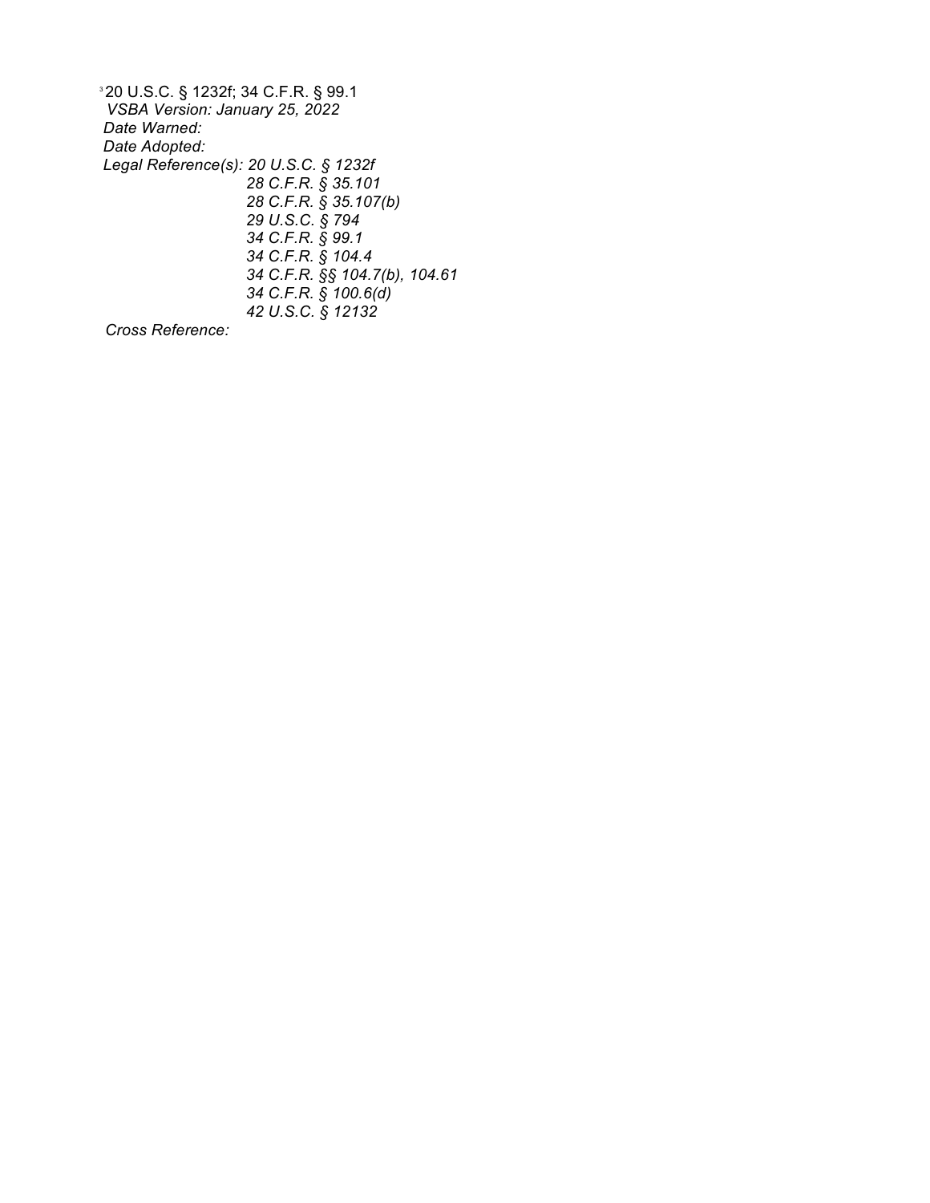[3] 20 U.S.C. § 1232f; 34 C.F.R. § 99.1

*VSBA Version: January 25, 2022*

*Date Warned:*

*Date Adopted:*

*Legal Reference(s): 20 U.S.C. § 1232f*
*28 C.F.R. § 35.101*
*28 C.F.R. § 35.107(b)*
*29 U.S.C. § 794*
*34 C.F.R. § 99.1*
*34 C.F.R. § 104.4*
*34 C.F.R. §§ 104.7(b), 104.61*
*34 C.F.R. § 100.6(d)*
*42 U.S.C. § 12132*

*Cross Reference:*